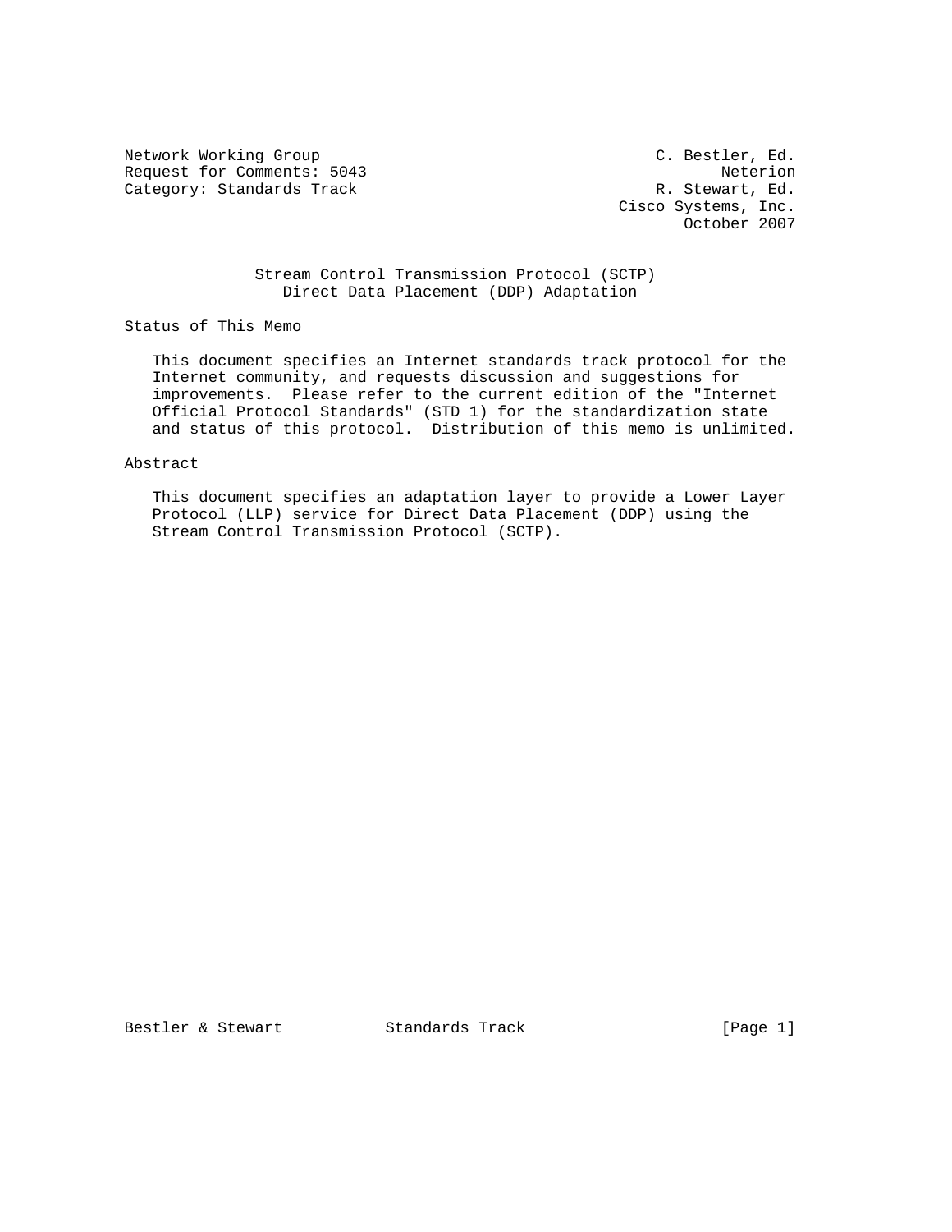Network Working Group                                    C. Bestler, Ed.
Request for Comments: 5043                                      Neterion
Category: Standards Track                                 R. Stewart, Ed.
                                                     Cisco Systems, Inc.
                                                            October 2007

# Stream Control Transmission Protocol (SCTP) Direct Data Placement (DDP) Adaptation

## Status of This Memo

This document specifies an Internet standards track protocol for the Internet community, and requests discussion and suggestions for improvements. Please refer to the current edition of the "Internet Official Protocol Standards" (STD 1) for the standardization state and status of this protocol. Distribution of this memo is unlimited.

## Abstract

This document specifies an adaptation layer to provide a Lower Layer Protocol (LLP) service for Direct Data Placement (DDP) using the Stream Control Transmission Protocol (SCTP).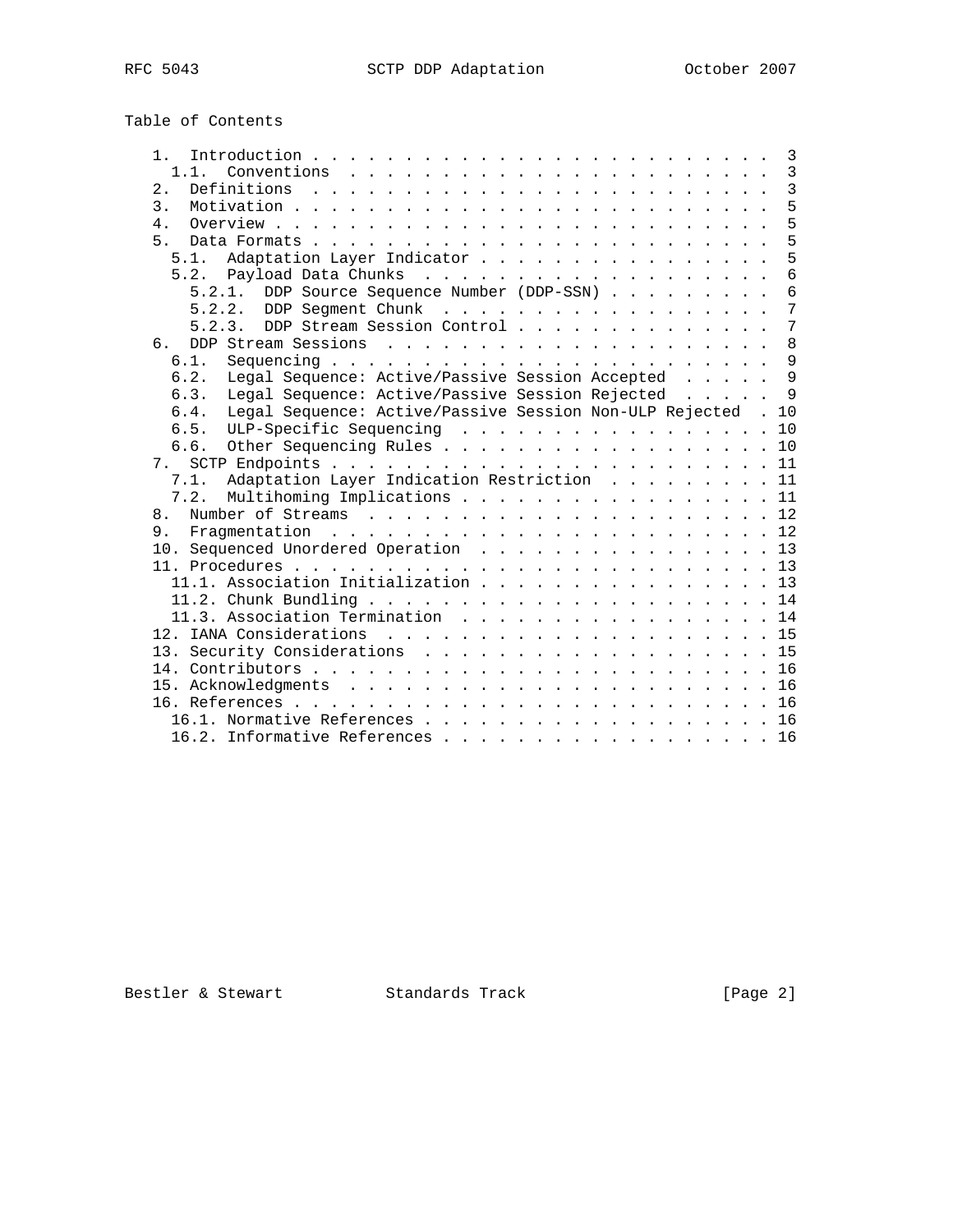# Table of Contents

```
   1.  Introduction . . . . . . . . . . . . . . . . . . . . . . . . .  3
     1.1.  Conventions  . . . . . . . . . . . . . . . . . . . . . . .  3
   2.  Definitions  . . . . . . . . . . . . . . . . . . . . . . . . .  3
   3.  Motivation . . . . . . . . . . . . . . . . . . . . . . . . . .  5
   4.  Overview . . . . . . . . . . . . . . . . . . . . . . . . . . .  5
   5.  Data Formats . . . . . . . . . . . . . . . . . . . . . . . . .  5
     5.1.  Adaptation Layer Indicator . . . . . . . . . . . . . . . .  5
     5.2.  Payload Data Chunks  . . . . . . . . . . . . . . . . . . .  6
       5.2.1.  DDP Source Sequence Number (DDP-SSN) . . . . . . . . .  6
       5.2.2.  DDP Segment Chunk  . . . . . . . . . . . . . . . . . .  7
       5.2.3.  DDP Stream Session Control . . . . . . . . . . . . . .  7
   6.  DDP Stream Sessions  . . . . . . . . . . . . . . . . . . . . .  8
     6.1.  Sequencing . . . . . . . . . . . . . . . . . . . . . . . .  9
     6.2.  Legal Sequence: Active/Passive Session Accepted  . . . . .  9
     6.3.  Legal Sequence: Active/Passive Session Rejected  . . . . .  9
     6.4.  Legal Sequence: Active/Passive Session Non-ULP Rejected  . 10
     6.5.  ULP-Specific Sequencing  . . . . . . . . . . . . . . . . . 10
     6.6.  Other Sequencing Rules . . . . . . . . . . . . . . . . . . 10
   7.  SCTP Endpoints . . . . . . . . . . . . . . . . . . . . . . . . 11
     7.1.  Adaptation Layer Indication Restriction  . . . . . . . . . 11
     7.2.  Multihoming Implications . . . . . . . . . . . . . . . . . 11
   8.  Number of Streams  . . . . . . . . . . . . . . . . . . . . . . 12
   9.  Fragmentation  . . . . . . . . . . . . . . . . . . . . . . . . 12
   10. Sequenced Unordered Operation  . . . . . . . . . . . . . . . . 13
   11. Procedures . . . . . . . . . . . . . . . . . . . . . . . . . . 13
     11.1. Association Initialization . . . . . . . . . . . . . . . . 13
     11.2. Chunk Bundling . . . . . . . . . . . . . . . . . . . . . . 14
     11.3. Association Termination  . . . . . . . . . . . . . . . . . 14
   12. IANA Considerations  . . . . . . . . . . . . . . . . . . . . . 15
   13. Security Considerations  . . . . . . . . . . . . . . . . . . . 15
   14. Contributors . . . . . . . . . . . . . . . . . . . . . . . . . 16
   15. Acknowledgments  . . . . . . . . . . . . . . . . . . . . . . . 16
   16. References . . . . . . . . . . . . . . . . . . . . . . . . . . 16
     16.1. Normative References . . . . . . . . . . . . . . . . . . . 16
     16.2. Informative References . . . . . . . . . . . . . . . . . . 16
```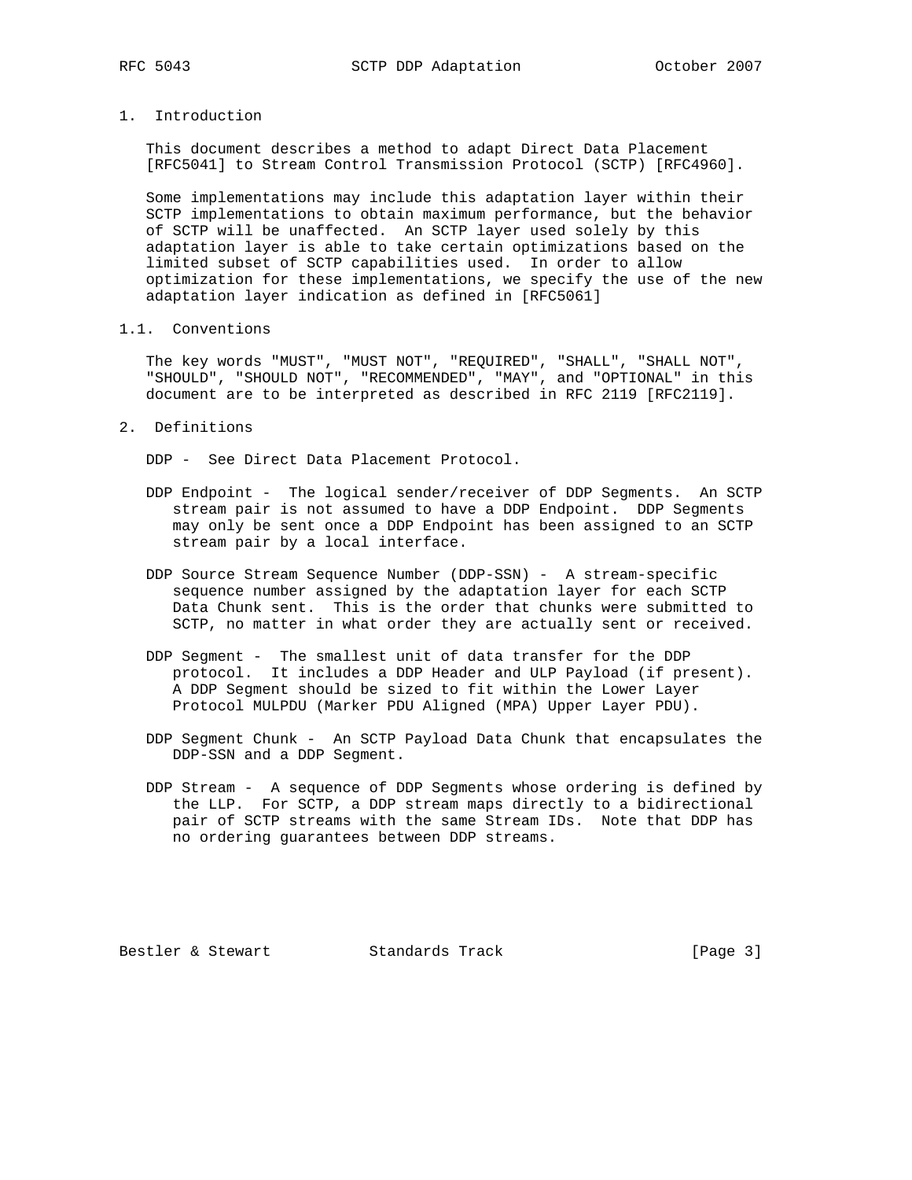## 1. Introduction

This document describes a method to adapt Direct Data Placement [RFC5041] to Stream Control Transmission Protocol (SCTP) [RFC4960].

Some implementations may include this adaptation layer within their SCTP implementations to obtain maximum performance, but the behavior of SCTP will be unaffected. An SCTP layer used solely by this adaptation layer is able to take certain optimizations based on the limited subset of SCTP capabilities used. In order to allow optimization for these implementations, we specify the use of the new adaptation layer indication as defined in [RFC5061]

### 1.1. Conventions

The key words "MUST", "MUST NOT", "REQUIRED", "SHALL", "SHALL NOT", "SHOULD", "SHOULD NOT", "RECOMMENDED", "MAY", and "OPTIONAL" in this document are to be interpreted as described in RFC 2119 [RFC2119].

## 2. Definitions

DDP - See Direct Data Placement Protocol.

DDP Endpoint - The logical sender/receiver of DDP Segments. An SCTP stream pair is not assumed to have a DDP Endpoint. DDP Segments may only be sent once a DDP Endpoint has been assigned to an SCTP stream pair by a local interface.

DDP Source Stream Sequence Number (DDP-SSN) - A stream-specific sequence number assigned by the adaptation layer for each SCTP Data Chunk sent. This is the order that chunks were submitted to SCTP, no matter in what order they are actually sent or received.

DDP Segment - The smallest unit of data transfer for the DDP protocol. It includes a DDP Header and ULP Payload (if present). A DDP Segment should be sized to fit within the Lower Layer Protocol MULPDU (Marker PDU Aligned (MPA) Upper Layer PDU).

DDP Segment Chunk - An SCTP Payload Data Chunk that encapsulates the DDP-SSN and a DDP Segment.

DDP Stream - A sequence of DDP Segments whose ordering is defined by the LLP. For SCTP, a DDP stream maps directly to a bidirectional pair of SCTP streams with the same Stream IDs. Note that DDP has no ordering guarantees between DDP streams.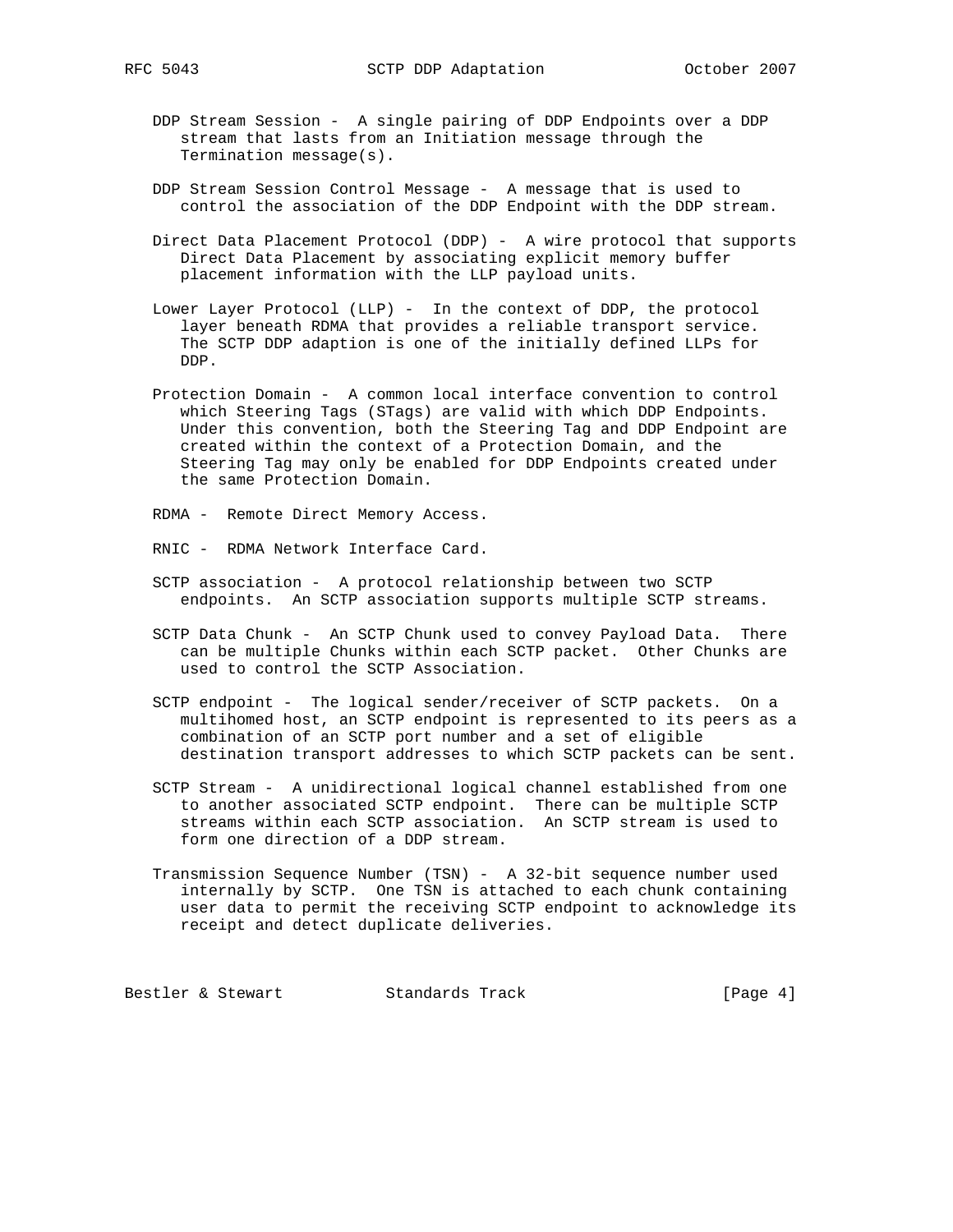DDP Stream Session - A single pairing of DDP Endpoints over a DDP stream that lasts from an Initiation message through the Termination message(s).

DDP Stream Session Control Message - A message that is used to control the association of the DDP Endpoint with the DDP stream.

Direct Data Placement Protocol (DDP) - A wire protocol that supports Direct Data Placement by associating explicit memory buffer placement information with the LLP payload units.

Lower Layer Protocol (LLP) - In the context of DDP, the protocol layer beneath RDMA that provides a reliable transport service. The SCTP DDP adaption is one of the initially defined LLPs for DDP.

Protection Domain - A common local interface convention to control which Steering Tags (STags) are valid with which DDP Endpoints. Under this convention, both the Steering Tag and DDP Endpoint are created within the context of a Protection Domain, and the Steering Tag may only be enabled for DDP Endpoints created under the same Protection Domain.

RDMA - Remote Direct Memory Access.

RNIC - RDMA Network Interface Card.

SCTP association - A protocol relationship between two SCTP endpoints. An SCTP association supports multiple SCTP streams.

SCTP Data Chunk - An SCTP Chunk used to convey Payload Data. There can be multiple Chunks within each SCTP packet. Other Chunks are used to control the SCTP Association.

SCTP endpoint - The logical sender/receiver of SCTP packets. On a multihomed host, an SCTP endpoint is represented to its peers as a combination of an SCTP port number and a set of eligible destination transport addresses to which SCTP packets can be sent.

SCTP Stream - A unidirectional logical channel established from one to another associated SCTP endpoint. There can be multiple SCTP streams within each SCTP association. An SCTP stream is used to form one direction of a DDP stream.

Transmission Sequence Number (TSN) - A 32-bit sequence number used internally by SCTP. One TSN is attached to each chunk containing user data to permit the receiving SCTP endpoint to acknowledge its receipt and detect duplicate deliveries.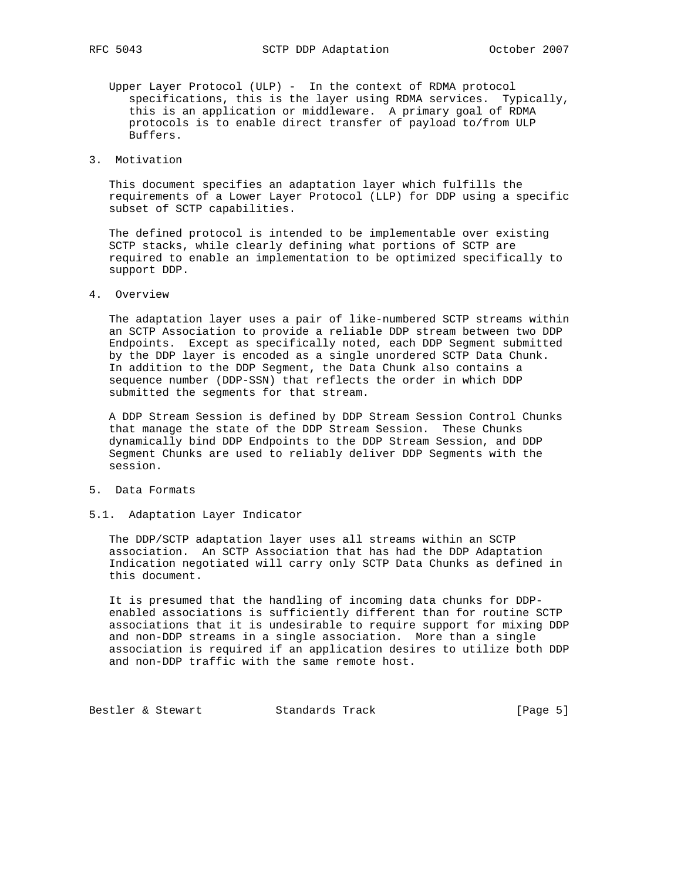Upper Layer Protocol (ULP) - In the context of RDMA protocol specifications, this is the layer using RDMA services. Typically, this is an application or middleware. A primary goal of RDMA protocols is to enable direct transfer of payload to/from ULP Buffers.

## 3. Motivation

This document specifies an adaptation layer which fulfills the requirements of a Lower Layer Protocol (LLP) for DDP using a specific subset of SCTP capabilities.

The defined protocol is intended to be implementable over existing SCTP stacks, while clearly defining what portions of SCTP are required to enable an implementation to be optimized specifically to support DDP.

## 4. Overview

The adaptation layer uses a pair of like-numbered SCTP streams within an SCTP Association to provide a reliable DDP stream between two DDP Endpoints. Except as specifically noted, each DDP Segment submitted by the DDP layer is encoded as a single unordered SCTP Data Chunk. In addition to the DDP Segment, the Data Chunk also contains a sequence number (DDP-SSN) that reflects the order in which DDP submitted the segments for that stream.

A DDP Stream Session is defined by DDP Stream Session Control Chunks that manage the state of the DDP Stream Session. These Chunks dynamically bind DDP Endpoints to the DDP Stream Session, and DDP Segment Chunks are used to reliably deliver DDP Segments with the session.

## 5. Data Formats

### 5.1. Adaptation Layer Indicator

The DDP/SCTP adaptation layer uses all streams within an SCTP association. An SCTP Association that has had the DDP Adaptation Indication negotiated will carry only SCTP Data Chunks as defined in this document.

It is presumed that the handling of incoming data chunks for DDP-enabled associations is sufficiently different than for routine SCTP associations that it is undesirable to require support for mixing DDP and non-DDP streams in a single association. More than a single association is required if an application desires to utilize both DDP and non-DDP traffic with the same remote host.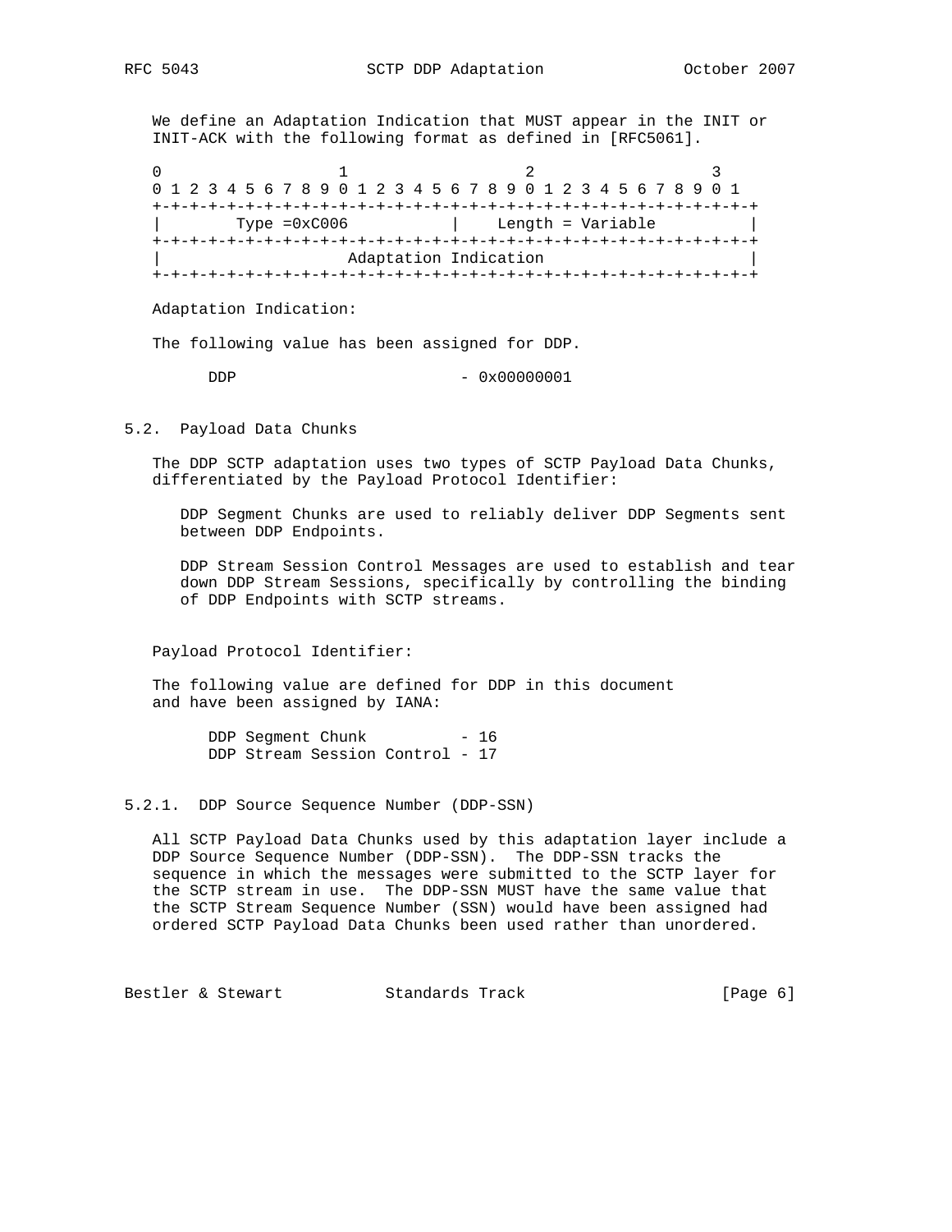We define an Adaptation Indication that MUST appear in the INIT or INIT-ACK with the following format as defined in [RFC5061].

```
 0                   1                   2                   3
 0 1 2 3 4 5 6 7 8 9 0 1 2 3 4 5 6 7 8 9 0 1 2 3 4 5 6 7 8 9 0 1
+-+-+-+-+-+-+-+-+-+-+-+-+-+-+-+-+-+-+-+-+-+-+-+-+-+-+-+-+-+-+-+-+
|        Type =0xC006           |     Length = Variable         |
+-+-+-+-+-+-+-+-+-+-+-+-+-+-+-+-+-+-+-+-+-+-+-+-+-+-+-+-+-+-+-+-+
|                     Adaptation Indication                     |
+-+-+-+-+-+-+-+-+-+-+-+-+-+-+-+-+-+-+-+-+-+-+-+-+-+-+-+-+-+-+-+-+
```

Adaptation Indication:

The following value has been assigned for DDP.

```
DDP                       - 0x00000001
```

### 5.2. Payload Data Chunks

The DDP SCTP adaptation uses two types of SCTP Payload Data Chunks, differentiated by the Payload Protocol Identifier:

DDP Segment Chunks are used to reliably deliver DDP Segments sent between DDP Endpoints.

DDP Stream Session Control Messages are used to establish and tear down DDP Stream Sessions, specifically by controlling the binding of DDP Endpoints with SCTP streams.

Payload Protocol Identifier:

The following value are defined for DDP in this document and have been assigned by IANA:

```
DDP Segment Chunk          - 16
DDP Stream Session Control - 17
```

#### 5.2.1. DDP Source Sequence Number (DDP-SSN)

All SCTP Payload Data Chunks used by this adaptation layer include a DDP Source Sequence Number (DDP-SSN). The DDP-SSN tracks the sequence in which the messages were submitted to the SCTP layer for the SCTP stream in use. The DDP-SSN MUST have the same value that the SCTP Stream Sequence Number (SSN) would have been assigned had ordered SCTP Payload Data Chunks been used rather than unordered.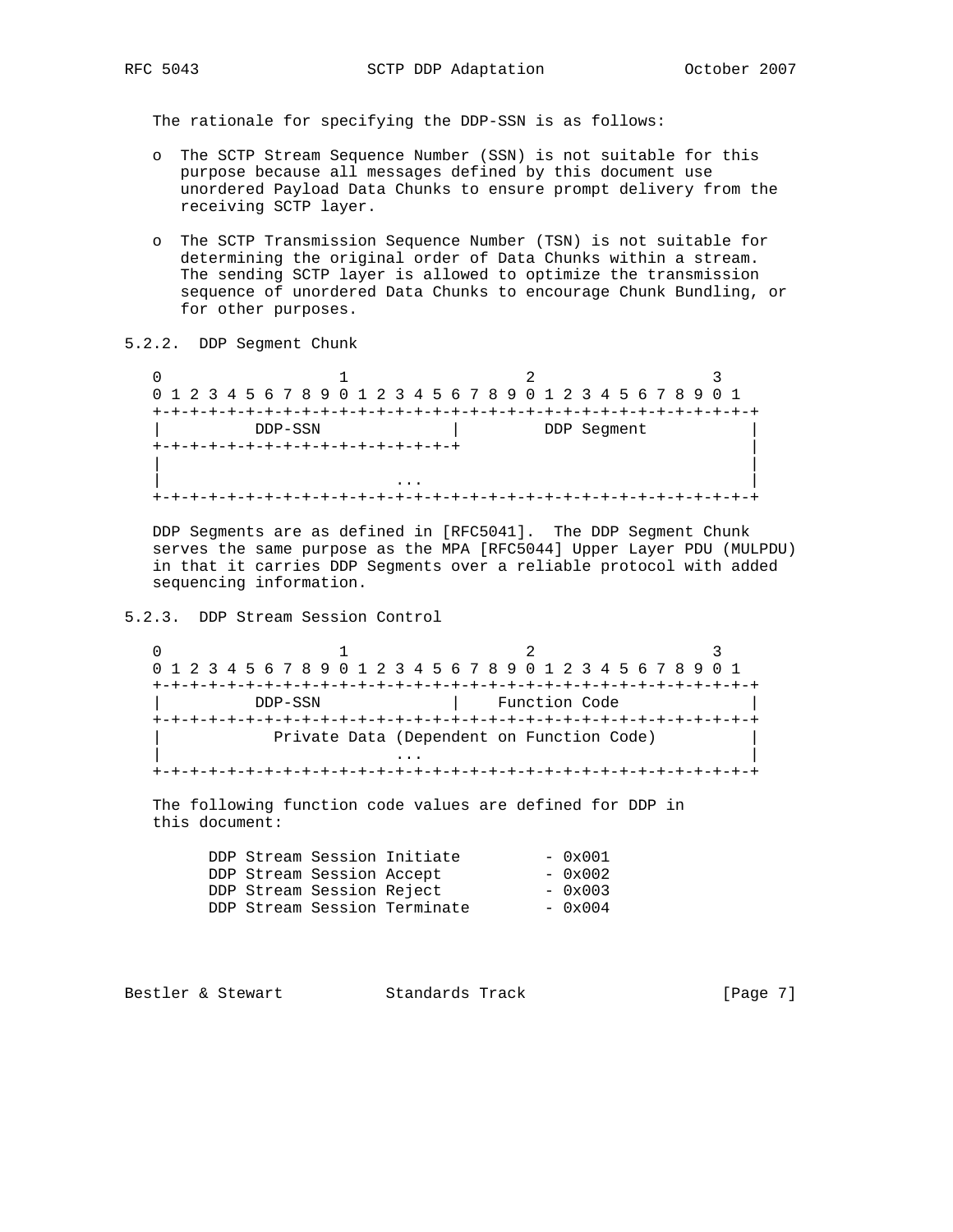The rationale for specifying the DDP-SSN is as follows:

- The SCTP Stream Sequence Number (SSN) is not suitable for this purpose because all messages defined by this document use unordered Payload Data Chunks to ensure prompt delivery from the receiving SCTP layer.

- The SCTP Transmission Sequence Number (TSN) is not suitable for determining the original order of Data Chunks within a stream. The sending SCTP layer is allowed to optimize the transmission sequence of unordered Data Chunks to encourage Chunk Bundling, or for other purposes.

### 5.2.2. DDP Segment Chunk

```
 0                   1                   2                   3
 0 1 2 3 4 5 6 7 8 9 0 1 2 3 4 5 6 7 8 9 0 1 2 3 4 5 6 7 8 9 0 1
+-+-+-+-+-+-+-+-+-+-+-+-+-+-+-+-+-+-+-+-+-+-+-+-+-+-+-+-+-+-+-+-+
|          DDP-SSN              |         DDP Segment           |
+-+-+-+-+-+-+-+-+-+-+-+-+-+-+-+-+                               |
|                                                               |
|                             ...                               |
+-+-+-+-+-+-+-+-+-+-+-+-+-+-+-+-+-+-+-+-+-+-+-+-+-+-+-+-+-+-+-+-+
```

DDP Segments are as defined in [RFC5041]. The DDP Segment Chunk serves the same purpose as the MPA [RFC5044] Upper Layer PDU (MULPDU) in that it carries DDP Segments over a reliable protocol with added sequencing information.

### 5.2.3. DDP Stream Session Control

```
 0                   1                   2                   3
 0 1 2 3 4 5 6 7 8 9 0 1 2 3 4 5 6 7 8 9 0 1 2 3 4 5 6 7 8 9 0 1
+-+-+-+-+-+-+-+-+-+-+-+-+-+-+-+-+-+-+-+-+-+-+-+-+-+-+-+-+-+-+-+-+
|          DDP-SSN              |    Function Code              |
+-+-+-+-+-+-+-+-+-+-+-+-+-+-+-+-+-+-+-+-+-+-+-+-+-+-+-+-+-+-+-+-+
|           Private Data (Dependent on Function Code)           |
|                             ...                               |
+-+-+-+-+-+-+-+-+-+-+-+-+-+-+-+-+-+-+-+-+-+-+-+-+-+-+-+-+-+-+-+-+
```

The following function code values are defined for DDP in this document:

```
DDP Stream Session Initiate         - 0x001
DDP Stream Session Accept           - 0x002
DDP Stream Session Reject           - 0x003
DDP Stream Session Terminate        - 0x004
```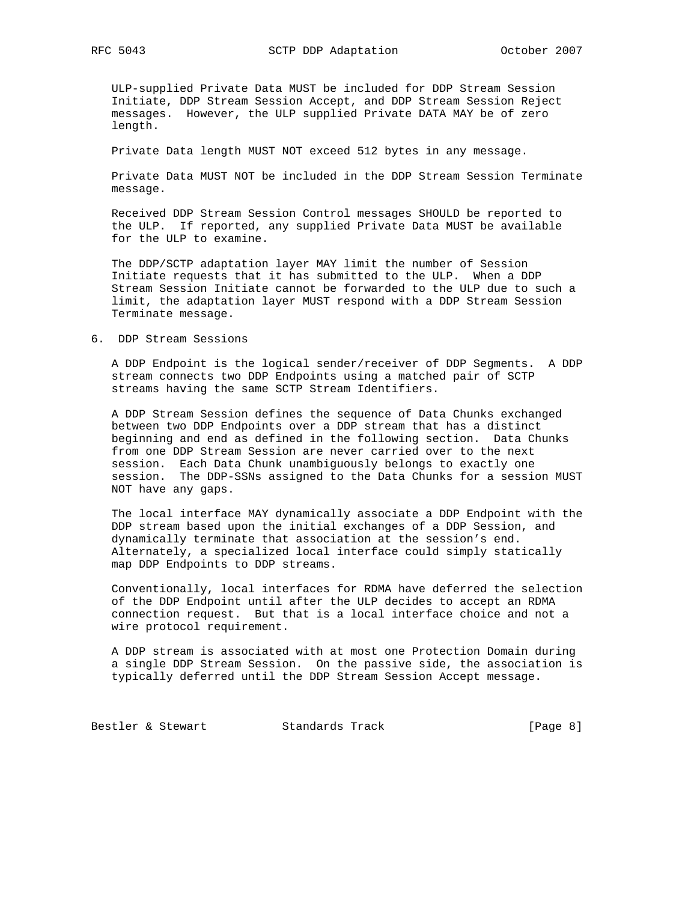ULP-supplied Private Data MUST be included for DDP Stream Session Initiate, DDP Stream Session Accept, and DDP Stream Session Reject messages. However, the ULP supplied Private DATA MAY be of zero length.

Private Data length MUST NOT exceed 512 bytes in any message.

Private Data MUST NOT be included in the DDP Stream Session Terminate message.

Received DDP Stream Session Control messages SHOULD be reported to the ULP. If reported, any supplied Private Data MUST be available for the ULP to examine.

The DDP/SCTP adaptation layer MAY limit the number of Session Initiate requests that it has submitted to the ULP. When a DDP Stream Session Initiate cannot be forwarded to the ULP due to such a limit, the adaptation layer MUST respond with a DDP Stream Session Terminate message.

## 6. DDP Stream Sessions

A DDP Endpoint is the logical sender/receiver of DDP Segments. A DDP stream connects two DDP Endpoints using a matched pair of SCTP streams having the same SCTP Stream Identifiers.

A DDP Stream Session defines the sequence of Data Chunks exchanged between two DDP Endpoints over a DDP stream that has a distinct beginning and end as defined in the following section. Data Chunks from one DDP Stream Session are never carried over to the next session. Each Data Chunk unambiguously belongs to exactly one session. The DDP-SSNs assigned to the Data Chunks for a session MUST NOT have any gaps.

The local interface MAY dynamically associate a DDP Endpoint with the DDP stream based upon the initial exchanges of a DDP Session, and dynamically terminate that association at the session's end. Alternately, a specialized local interface could simply statically map DDP Endpoints to DDP streams.

Conventionally, local interfaces for RDMA have deferred the selection of the DDP Endpoint until after the ULP decides to accept an RDMA connection request. But that is a local interface choice and not a wire protocol requirement.

A DDP stream is associated with at most one Protection Domain during a single DDP Stream Session. On the passive side, the association is typically deferred until the DDP Stream Session Accept message.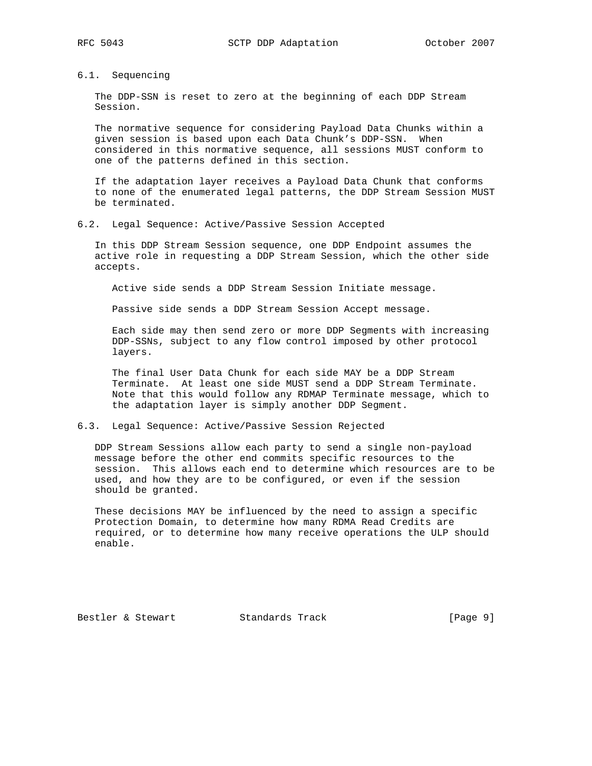### 6.1. Sequencing

The DDP-SSN is reset to zero at the beginning of each DDP Stream Session.

The normative sequence for considering Payload Data Chunks within a given session is based upon each Data Chunk's DDP-SSN. When considered in this normative sequence, all sessions MUST conform to one of the patterns defined in this section.

If the adaptation layer receives a Payload Data Chunk that conforms to none of the enumerated legal patterns, the DDP Stream Session MUST be terminated.

### 6.2. Legal Sequence: Active/Passive Session Accepted

In this DDP Stream Session sequence, one DDP Endpoint assumes the active role in requesting a DDP Stream Session, which the other side accepts.

Active side sends a DDP Stream Session Initiate message.

Passive side sends a DDP Stream Session Accept message.

Each side may then send zero or more DDP Segments with increasing DDP-SSNs, subject to any flow control imposed by other protocol layers.

The final User Data Chunk for each side MAY be a DDP Stream Terminate. At least one side MUST send a DDP Stream Terminate. Note that this would follow any RDMAP Terminate message, which to the adaptation layer is simply another DDP Segment.

### 6.3. Legal Sequence: Active/Passive Session Rejected

DDP Stream Sessions allow each party to send a single non-payload message before the other end commits specific resources to the session. This allows each end to determine which resources are to be used, and how they are to be configured, or even if the session should be granted.

These decisions MAY be influenced by the need to assign a specific Protection Domain, to determine how many RDMA Read Credits are required, or to determine how many receive operations the ULP should enable.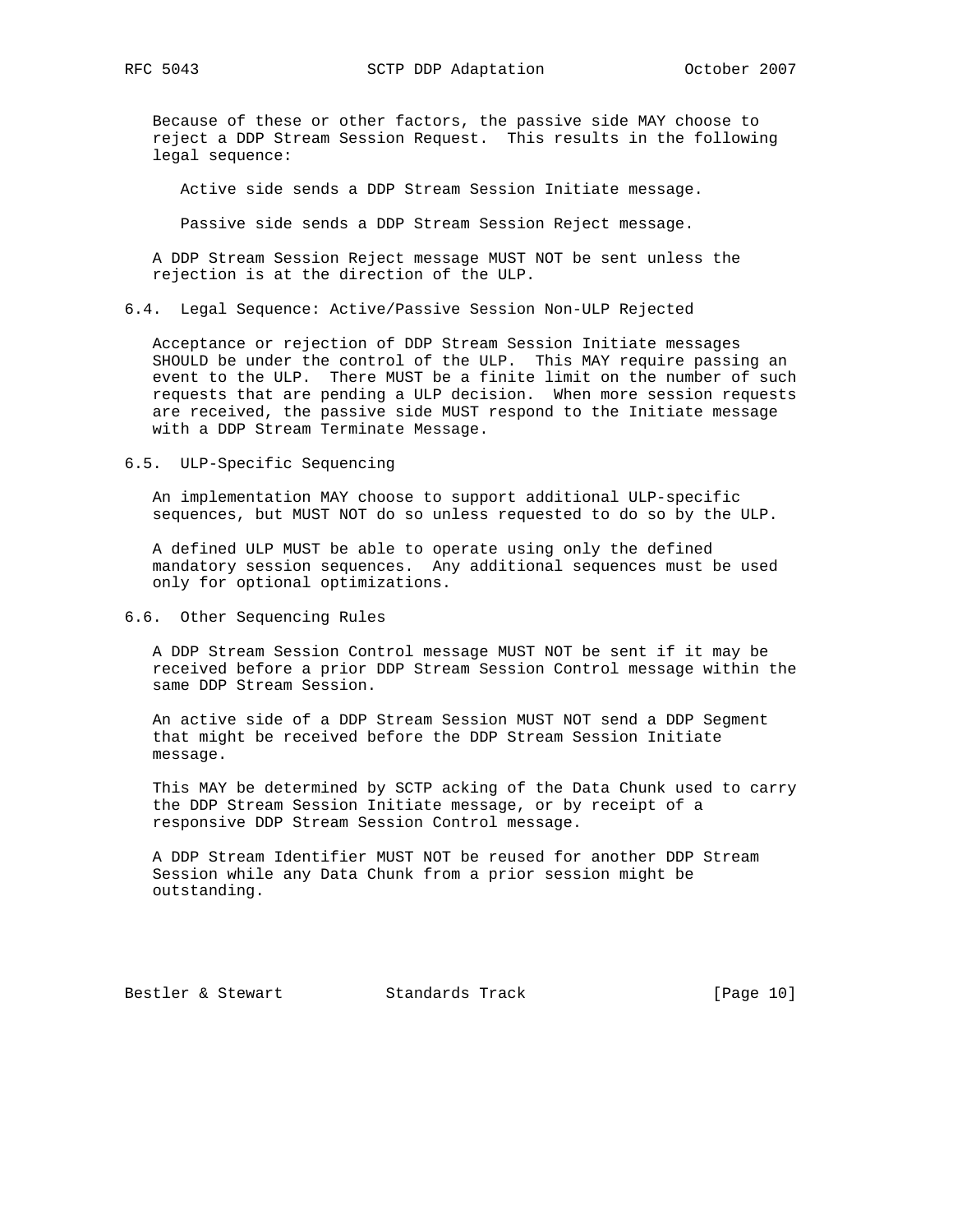Because of these or other factors, the passive side MAY choose to reject a DDP Stream Session Request. This results in the following legal sequence:

Active side sends a DDP Stream Session Initiate message.

Passive side sends a DDP Stream Session Reject message.

A DDP Stream Session Reject message MUST NOT be sent unless the rejection is at the direction of the ULP.

### 6.4. Legal Sequence: Active/Passive Session Non-ULP Rejected

Acceptance or rejection of DDP Stream Session Initiate messages SHOULD be under the control of the ULP. This MAY require passing an event to the ULP. There MUST be a finite limit on the number of such requests that are pending a ULP decision. When more session requests are received, the passive side MUST respond to the Initiate message with a DDP Stream Terminate Message.

### 6.5. ULP-Specific Sequencing

An implementation MAY choose to support additional ULP-specific sequences, but MUST NOT do so unless requested to do so by the ULP.

A defined ULP MUST be able to operate using only the defined mandatory session sequences. Any additional sequences must be used only for optional optimizations.

### 6.6. Other Sequencing Rules

A DDP Stream Session Control message MUST NOT be sent if it may be received before a prior DDP Stream Session Control message within the same DDP Stream Session.

An active side of a DDP Stream Session MUST NOT send a DDP Segment that might be received before the DDP Stream Session Initiate message.

This MAY be determined by SCTP acking of the Data Chunk used to carry the DDP Stream Session Initiate message, or by receipt of a responsive DDP Stream Session Control message.

A DDP Stream Identifier MUST NOT be reused for another DDP Stream Session while any Data Chunk from a prior session might be outstanding.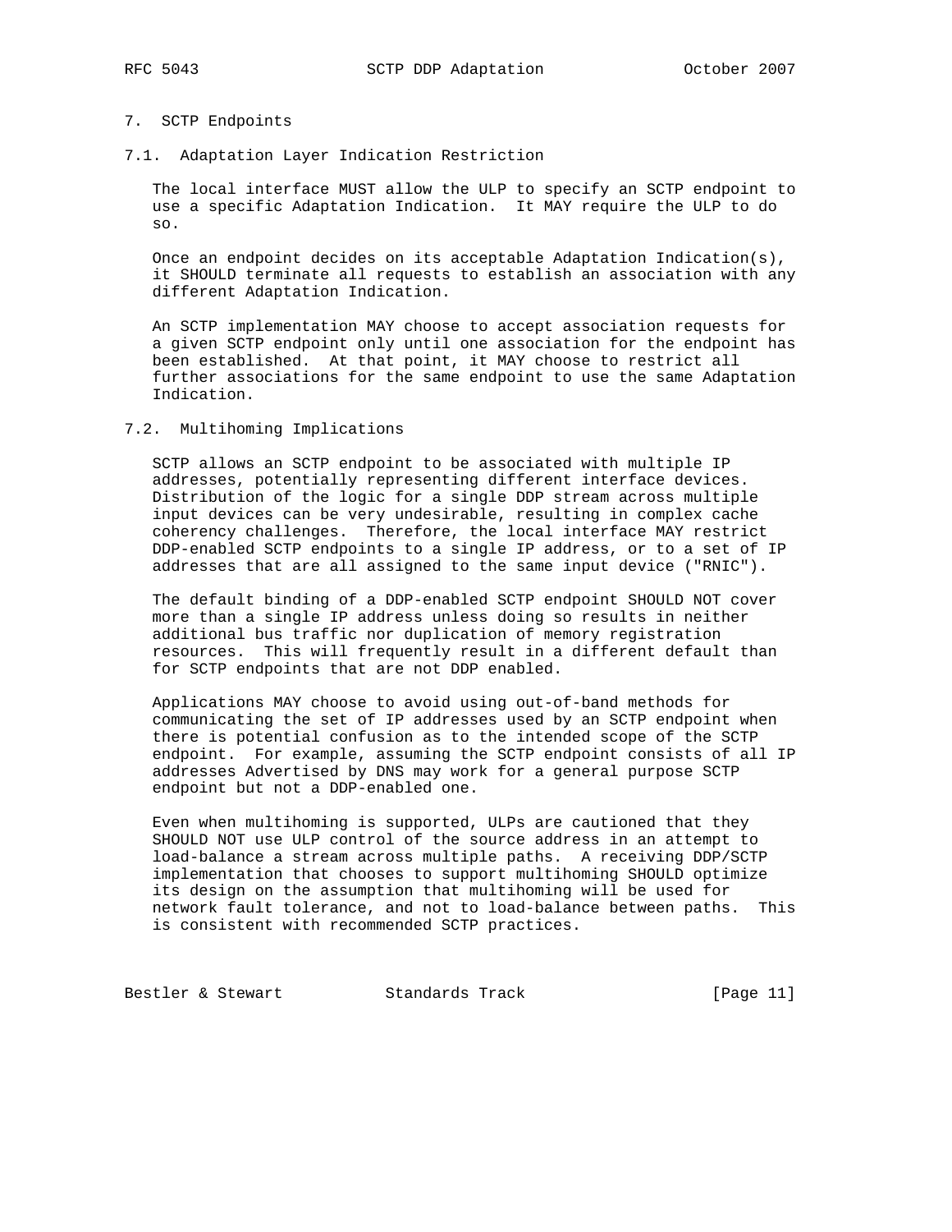## 7. SCTP Endpoints

### 7.1. Adaptation Layer Indication Restriction

The local interface MUST allow the ULP to specify an SCTP endpoint to use a specific Adaptation Indication. It MAY require the ULP to do so.

Once an endpoint decides on its acceptable Adaptation Indication(s), it SHOULD terminate all requests to establish an association with any different Adaptation Indication.

An SCTP implementation MAY choose to accept association requests for a given SCTP endpoint only until one association for the endpoint has been established. At that point, it MAY choose to restrict all further associations for the same endpoint to use the same Adaptation Indication.

### 7.2. Multihoming Implications

SCTP allows an SCTP endpoint to be associated with multiple IP addresses, potentially representing different interface devices. Distribution of the logic for a single DDP stream across multiple input devices can be very undesirable, resulting in complex cache coherency challenges. Therefore, the local interface MAY restrict DDP-enabled SCTP endpoints to a single IP address, or to a set of IP addresses that are all assigned to the same input device ("RNIC").

The default binding of a DDP-enabled SCTP endpoint SHOULD NOT cover more than a single IP address unless doing so results in neither additional bus traffic nor duplication of memory registration resources. This will frequently result in a different default than for SCTP endpoints that are not DDP enabled.

Applications MAY choose to avoid using out-of-band methods for communicating the set of IP addresses used by an SCTP endpoint when there is potential confusion as to the intended scope of the SCTP endpoint. For example, assuming the SCTP endpoint consists of all IP addresses Advertised by DNS may work for a general purpose SCTP endpoint but not a DDP-enabled one.

Even when multihoming is supported, ULPs are cautioned that they SHOULD NOT use ULP control of the source address in an attempt to load-balance a stream across multiple paths. A receiving DDP/SCTP implementation that chooses to support multihoming SHOULD optimize its design on the assumption that multihoming will be used for network fault tolerance, and not to load-balance between paths. This is consistent with recommended SCTP practices.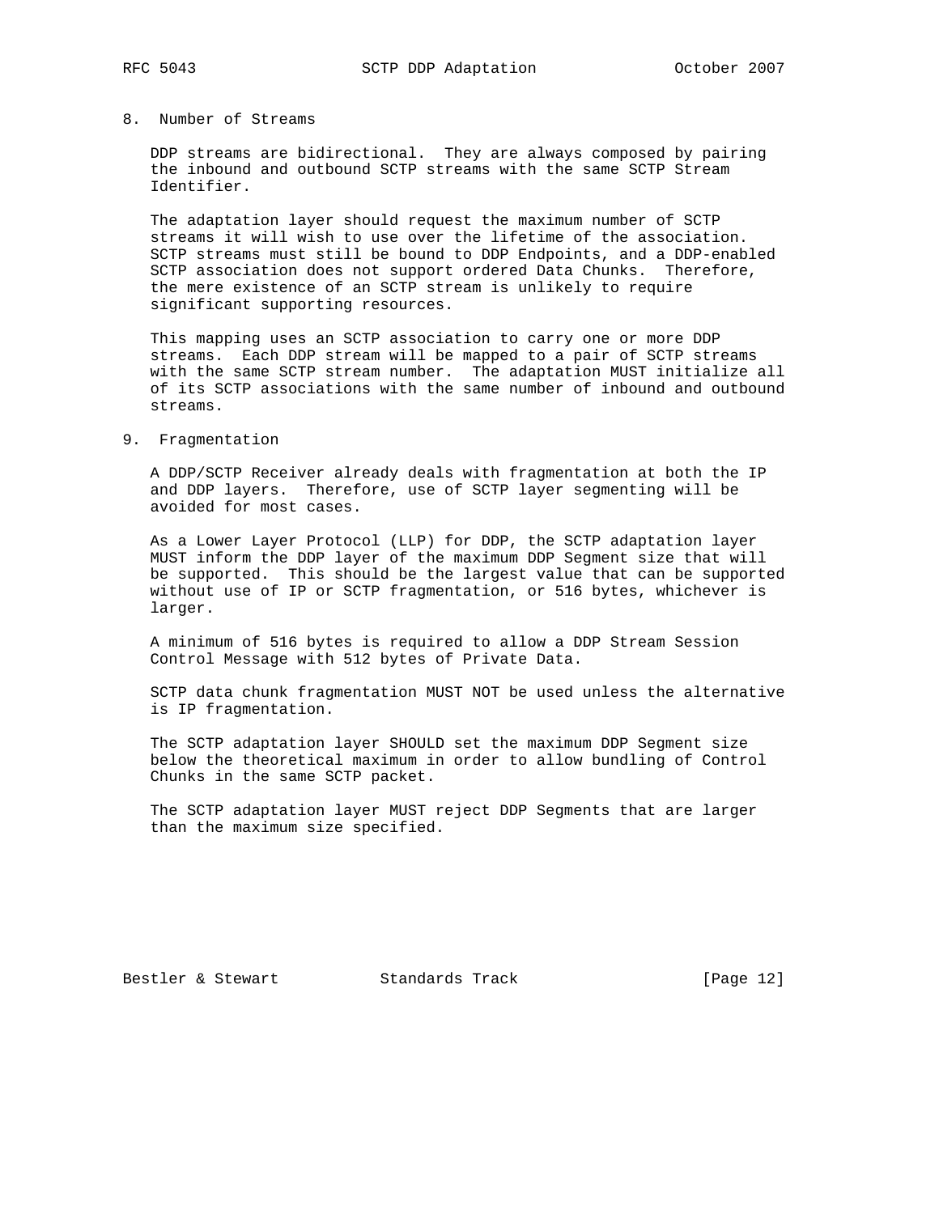## 8. Number of Streams

DDP streams are bidirectional. They are always composed by pairing the inbound and outbound SCTP streams with the same SCTP Stream Identifier.

The adaptation layer should request the maximum number of SCTP streams it will wish to use over the lifetime of the association. SCTP streams must still be bound to DDP Endpoints, and a DDP-enabled SCTP association does not support ordered Data Chunks. Therefore, the mere existence of an SCTP stream is unlikely to require significant supporting resources.

This mapping uses an SCTP association to carry one or more DDP streams. Each DDP stream will be mapped to a pair of SCTP streams with the same SCTP stream number. The adaptation MUST initialize all of its SCTP associations with the same number of inbound and outbound streams.

## 9. Fragmentation

A DDP/SCTP Receiver already deals with fragmentation at both the IP and DDP layers. Therefore, use of SCTP layer segmenting will be avoided for most cases.

As a Lower Layer Protocol (LLP) for DDP, the SCTP adaptation layer MUST inform the DDP layer of the maximum DDP Segment size that will be supported. This should be the largest value that can be supported without use of IP or SCTP fragmentation, or 516 bytes, whichever is larger.

A minimum of 516 bytes is required to allow a DDP Stream Session Control Message with 512 bytes of Private Data.

SCTP data chunk fragmentation MUST NOT be used unless the alternative is IP fragmentation.

The SCTP adaptation layer SHOULD set the maximum DDP Segment size below the theoretical maximum in order to allow bundling of Control Chunks in the same SCTP packet.

The SCTP adaptation layer MUST reject DDP Segments that are larger than the maximum size specified.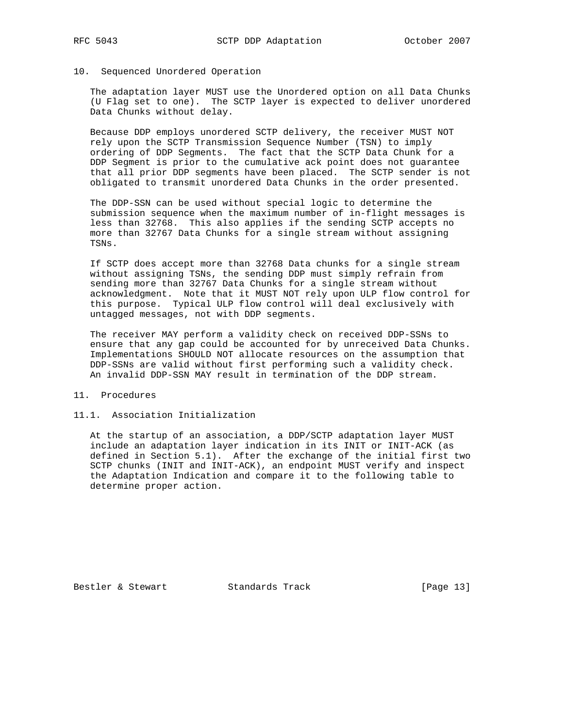## 10. Sequenced Unordered Operation

The adaptation layer MUST use the Unordered option on all Data Chunks (U Flag set to one). The SCTP layer is expected to deliver unordered Data Chunks without delay.

Because DDP employs unordered SCTP delivery, the receiver MUST NOT rely upon the SCTP Transmission Sequence Number (TSN) to imply ordering of DDP Segments. The fact that the SCTP Data Chunk for a DDP Segment is prior to the cumulative ack point does not guarantee that all prior DDP segments have been placed. The SCTP sender is not obligated to transmit unordered Data Chunks in the order presented.

The DDP-SSN can be used without special logic to determine the submission sequence when the maximum number of in-flight messages is less than 32768. This also applies if the sending SCTP accepts no more than 32767 Data Chunks for a single stream without assigning TSNs.

If SCTP does accept more than 32768 Data chunks for a single stream without assigning TSNs, the sending DDP must simply refrain from sending more than 32767 Data Chunks for a single stream without acknowledgment. Note that it MUST NOT rely upon ULP flow control for this purpose. Typical ULP flow control will deal exclusively with untagged messages, not with DDP segments.

The receiver MAY perform a validity check on received DDP-SSNs to ensure that any gap could be accounted for by unreceived Data Chunks. Implementations SHOULD NOT allocate resources on the assumption that DDP-SSNs are valid without first performing such a validity check. An invalid DDP-SSN MAY result in termination of the DDP stream.

## 11. Procedures

### 11.1. Association Initialization

At the startup of an association, a DDP/SCTP adaptation layer MUST include an adaptation layer indication in its INIT or INIT-ACK (as defined in Section 5.1). After the exchange of the initial first two SCTP chunks (INIT and INIT-ACK), an endpoint MUST verify and inspect the Adaptation Indication and compare it to the following table to determine proper action.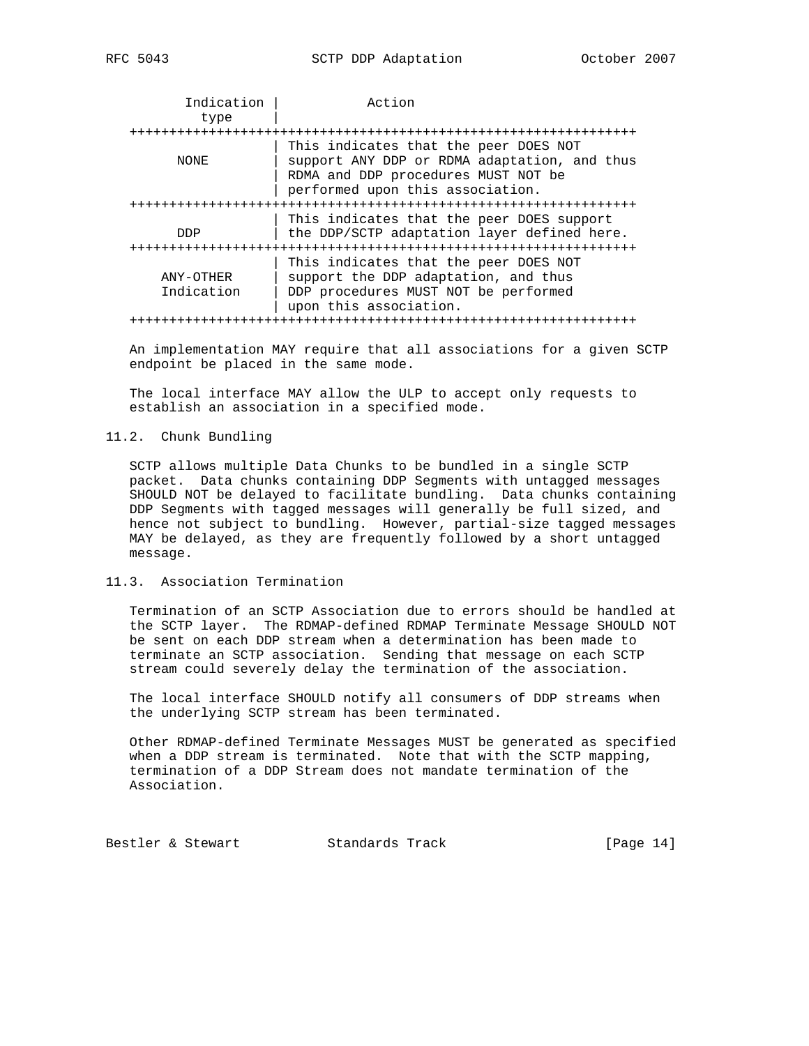| Indication type | Action |
|---|---|
| NONE | This indicates that the peer DOES NOT support ANY DDP or RDMA adaptation, and thus RDMA and DDP procedures MUST NOT be performed upon this association. |
| DDP | This indicates that the peer DOES support the DDP/SCTP adaptation layer defined here. |
| ANY-OTHER Indication | This indicates that the peer DOES NOT support the DDP adaptation, and thus DDP procedures MUST NOT be performed upon this association. |

An implementation MAY require that all associations for a given SCTP endpoint be placed in the same mode.

The local interface MAY allow the ULP to accept only requests to establish an association in a specified mode.

### 11.2. Chunk Bundling

SCTP allows multiple Data Chunks to be bundled in a single SCTP packet. Data chunks containing DDP Segments with untagged messages SHOULD NOT be delayed to facilitate bundling. Data chunks containing DDP Segments with tagged messages will generally be full sized, and hence not subject to bundling. However, partial-size tagged messages MAY be delayed, as they are frequently followed by a short untagged message.

### 11.3. Association Termination

Termination of an SCTP Association due to errors should be handled at the SCTP layer. The RDMAP-defined RDMAP Terminate Message SHOULD NOT be sent on each DDP stream when a determination has been made to terminate an SCTP association. Sending that message on each SCTP stream could severely delay the termination of the association.

The local interface SHOULD notify all consumers of DDP streams when the underlying SCTP stream has been terminated.

Other RDMAP-defined Terminate Messages MUST be generated as specified when a DDP stream is terminated. Note that with the SCTP mapping, termination of a DDP Stream does not mandate termination of the Association.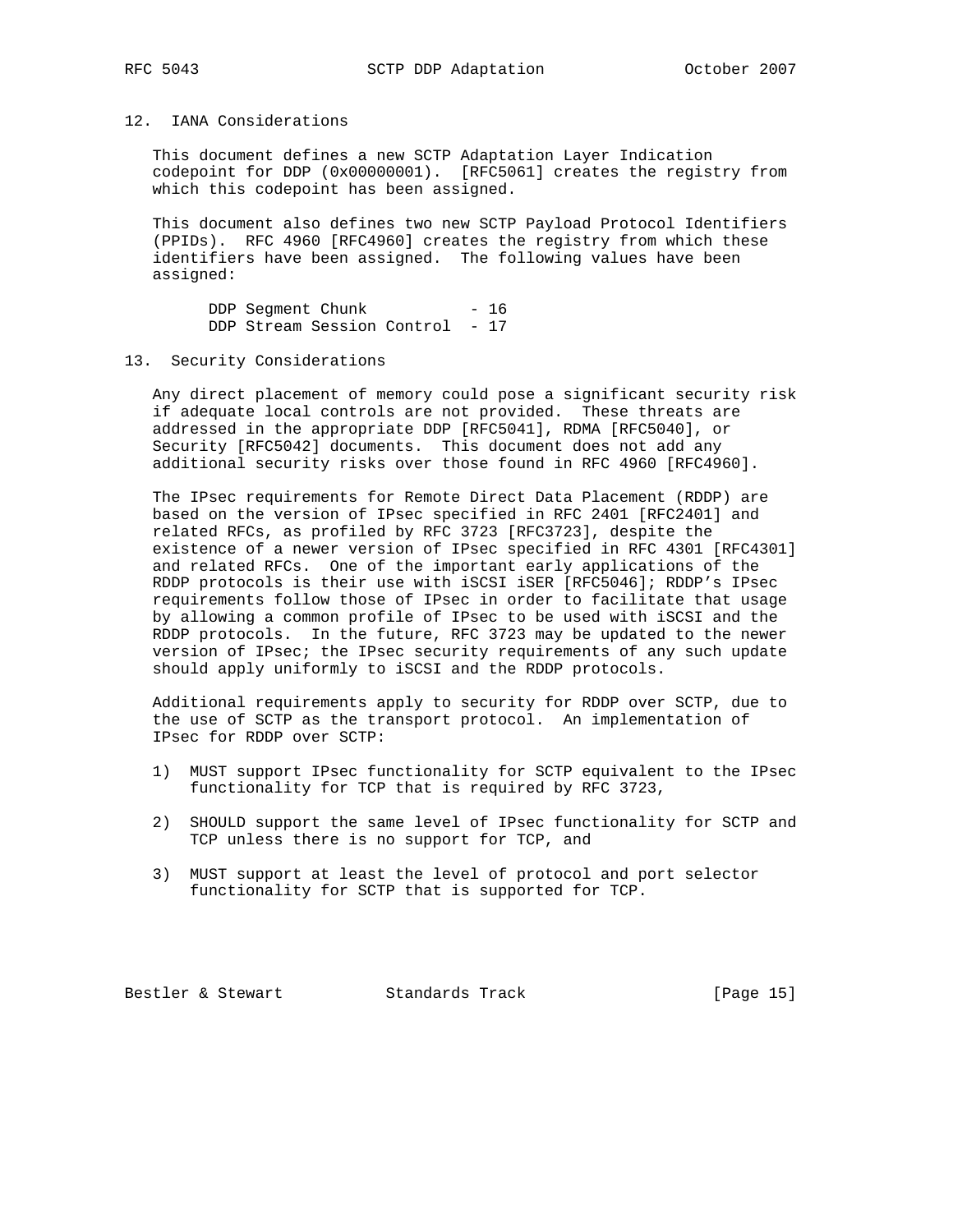## 12. IANA Considerations

This document defines a new SCTP Adaptation Layer Indication codepoint for DDP (0x00000001). [RFC5061] creates the registry from which this codepoint has been assigned.

This document also defines two new SCTP Payload Protocol Identifiers (PPIDs). RFC 4960 [RFC4960] creates the registry from which these identifiers have been assigned. The following values have been assigned:

```
DDP Segment Chunk           - 16
DDP Stream Session Control  - 17
```

## 13. Security Considerations

Any direct placement of memory could pose a significant security risk if adequate local controls are not provided. These threats are addressed in the appropriate DDP [RFC5041], RDMA [RFC5040], or Security [RFC5042] documents. This document does not add any additional security risks over those found in RFC 4960 [RFC4960].

The IPsec requirements for Remote Direct Data Placement (RDDP) are based on the version of IPsec specified in RFC 2401 [RFC2401] and related RFCs, as profiled by RFC 3723 [RFC3723], despite the existence of a newer version of IPsec specified in RFC 4301 [RFC4301] and related RFCs. One of the important early applications of the RDDP protocols is their use with iSCSI iSER [RFC5046]; RDDP's IPsec requirements follow those of IPsec in order to facilitate that usage by allowing a common profile of IPsec to be used with iSCSI and the RDDP protocols. In the future, RFC 3723 may be updated to the newer version of IPsec; the IPsec security requirements of any such update should apply uniformly to iSCSI and the RDDP protocols.

Additional requirements apply to security for RDDP over SCTP, due to the use of SCTP as the transport protocol. An implementation of IPsec for RDDP over SCTP:

1) MUST support IPsec functionality for SCTP equivalent to the IPsec functionality for TCP that is required by RFC 3723,

2) SHOULD support the same level of IPsec functionality for SCTP and TCP unless there is no support for TCP, and

3) MUST support at least the level of protocol and port selector functionality for SCTP that is supported for TCP.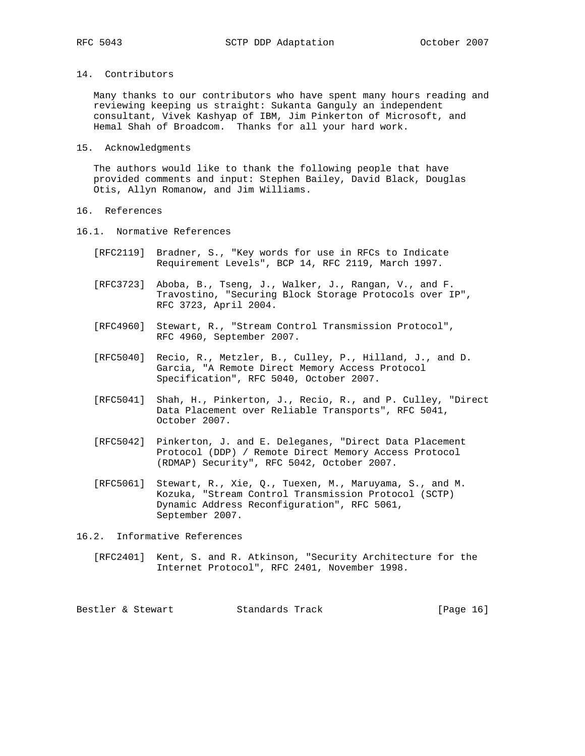## 14. Contributors

Many thanks to our contributors who have spent many hours reading and reviewing keeping us straight: Sukanta Ganguly an independent consultant, Vivek Kashyap of IBM, Jim Pinkerton of Microsoft, and Hemal Shah of Broadcom. Thanks for all your hard work.

## 15. Acknowledgments

The authors would like to thank the following people that have provided comments and input: Stephen Bailey, David Black, Douglas Otis, Allyn Romanow, and Jim Williams.

## 16. References

### 16.1. Normative References

[RFC2119] Bradner, S., "Key words for use in RFCs to Indicate Requirement Levels", BCP 14, RFC 2119, March 1997.

[RFC3723] Aboba, B., Tseng, J., Walker, J., Rangan, V., and F. Travostino, "Securing Block Storage Protocols over IP", RFC 3723, April 2004.

[RFC4960] Stewart, R., "Stream Control Transmission Protocol", RFC 4960, September 2007.

[RFC5040] Recio, R., Metzler, B., Culley, P., Hilland, J., and D. Garcia, "A Remote Direct Memory Access Protocol Specification", RFC 5040, October 2007.

[RFC5041] Shah, H., Pinkerton, J., Recio, R., and P. Culley, "Direct Data Placement over Reliable Transports", RFC 5041, October 2007.

[RFC5042] Pinkerton, J. and E. Deleganes, "Direct Data Placement Protocol (DDP) / Remote Direct Memory Access Protocol (RDMAP) Security", RFC 5042, October 2007.

[RFC5061] Stewart, R., Xie, Q., Tuexen, M., Maruyama, S., and M. Kozuka, "Stream Control Transmission Protocol (SCTP) Dynamic Address Reconfiguration", RFC 5061, September 2007.

### 16.2. Informative References

[RFC2401] Kent, S. and R. Atkinson, "Security Architecture for the Internet Protocol", RFC 2401, November 1998.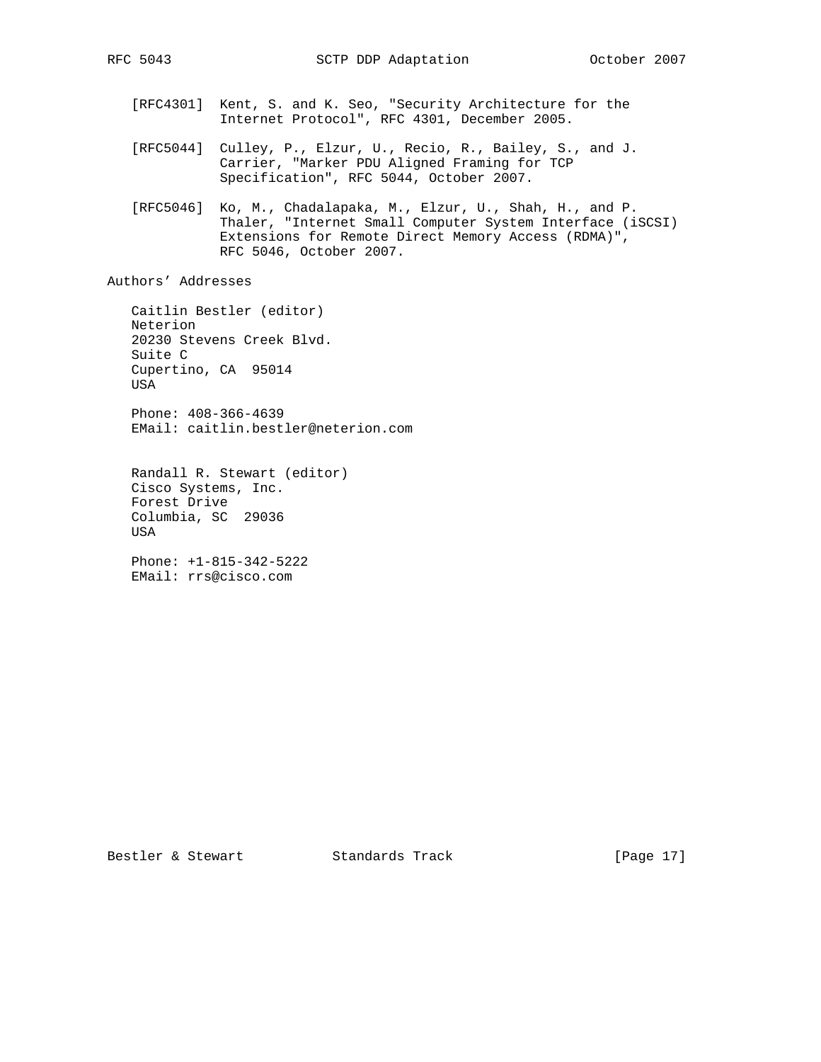[RFC4301] Kent, S. and K. Seo, "Security Architecture for the Internet Protocol", RFC 4301, December 2005.

[RFC5044] Culley, P., Elzur, U., Recio, R., Bailey, S., and J. Carrier, "Marker PDU Aligned Framing for TCP Specification", RFC 5044, October 2007.

[RFC5046] Ko, M., Chadalapaka, M., Elzur, U., Shah, H., and P. Thaler, "Internet Small Computer System Interface (iSCSI) Extensions for Remote Direct Memory Access (RDMA)", RFC 5046, October 2007.

## Authors' Addresses

Caitlin Bestler (editor)
Neterion
20230 Stevens Creek Blvd.
Suite C
Cupertino, CA 95014
USA

Phone: 408-366-4639
EMail: caitlin.bestler@neterion.com

Randall R. Stewart (editor)
Cisco Systems, Inc.
Forest Drive
Columbia, SC 29036
USA

Phone: +1-815-342-5222
EMail: rrs@cisco.com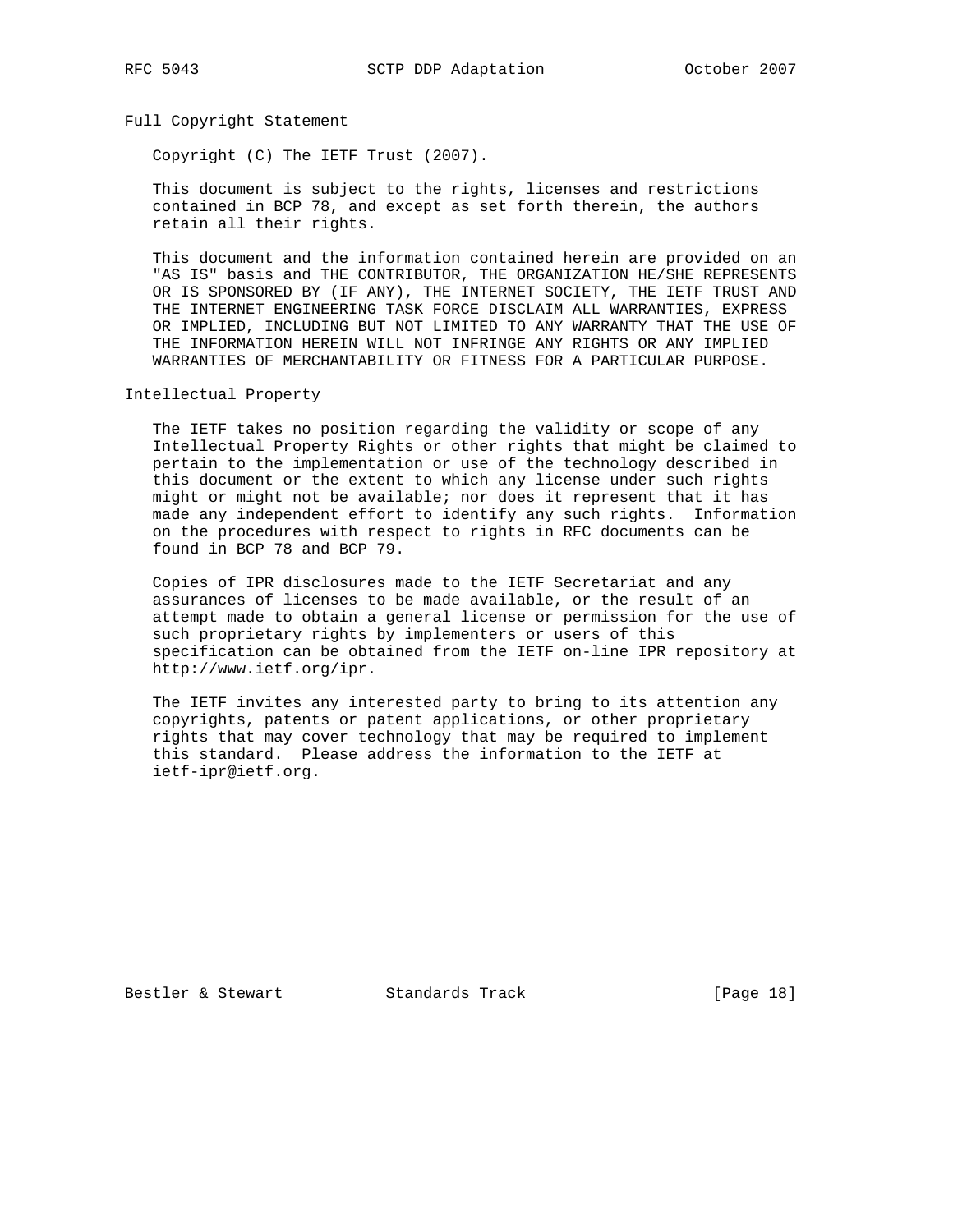## Full Copyright Statement

Copyright (C) The IETF Trust (2007).

This document is subject to the rights, licenses and restrictions contained in BCP 78, and except as set forth therein, the authors retain all their rights.

This document and the information contained herein are provided on an "AS IS" basis and THE CONTRIBUTOR, THE ORGANIZATION HE/SHE REPRESENTS OR IS SPONSORED BY (IF ANY), THE INTERNET SOCIETY, THE IETF TRUST AND THE INTERNET ENGINEERING TASK FORCE DISCLAIM ALL WARRANTIES, EXPRESS OR IMPLIED, INCLUDING BUT NOT LIMITED TO ANY WARRANTY THAT THE USE OF THE INFORMATION HEREIN WILL NOT INFRINGE ANY RIGHTS OR ANY IMPLIED WARRANTIES OF MERCHANTABILITY OR FITNESS FOR A PARTICULAR PURPOSE.

## Intellectual Property

The IETF takes no position regarding the validity or scope of any Intellectual Property Rights or other rights that might be claimed to pertain to the implementation or use of the technology described in this document or the extent to which any license under such rights might or might not be available; nor does it represent that it has made any independent effort to identify any such rights. Information on the procedures with respect to rights in RFC documents can be found in BCP 78 and BCP 79.

Copies of IPR disclosures made to the IETF Secretariat and any assurances of licenses to be made available, or the result of an attempt made to obtain a general license or permission for the use of such proprietary rights by implementers or users of this specification can be obtained from the IETF on-line IPR repository at http://www.ietf.org/ipr.

The IETF invites any interested party to bring to its attention any copyrights, patents or patent applications, or other proprietary rights that may cover technology that may be required to implement this standard. Please address the information to the IETF at ietf-ipr@ietf.org.